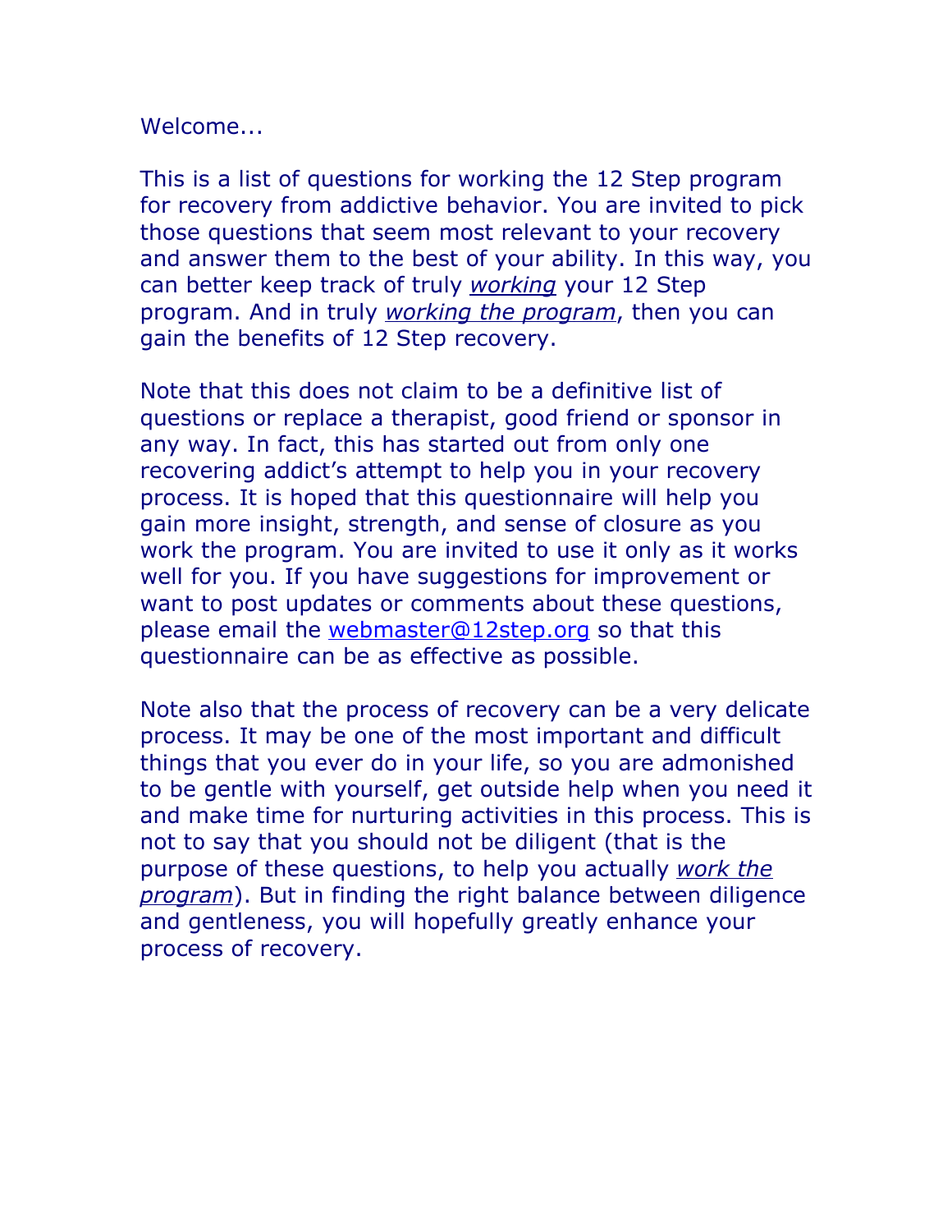Welcome...

This is a list of questions for working the 12 Step program for recovery from addictive behavior. You are invited to pick those questions that seem most relevant to your recovery and answer them to the best of your ability. In this way, you can better keep track of truly *working* your 12 Step program. And in truly *working the program*, then you can gain the benefits of 12 Step recovery.

Note that this does not claim to be a definitive list of questions or replace a therapist, good friend or sponsor in any way. In fact, this has started out from only one recovering addict's attempt to help you in your recovery process. It is hoped that this questionnaire will help you gain more insight, strength, and sense of closure as you work the program. You are invited to use it only as it works well for you. If you have suggestions for improvement or want to post updates or comments about these questions, please email the webmaster@12step.org so that this questionnaire can be as effective as possible.

Note also that the process of recovery can be a very delicate process. It may be one of the most important and difficult things that you ever do in your life, so you are admonished to be gentle with yourself, get outside help when you need it and make time for nurturing activities in this process. This is not to say that you should not be diligent (that is the purpose of these questions, to help you actually *work the program*). But in finding the right balance between diligence and gentleness, you will hopefully greatly enhance your process of recovery.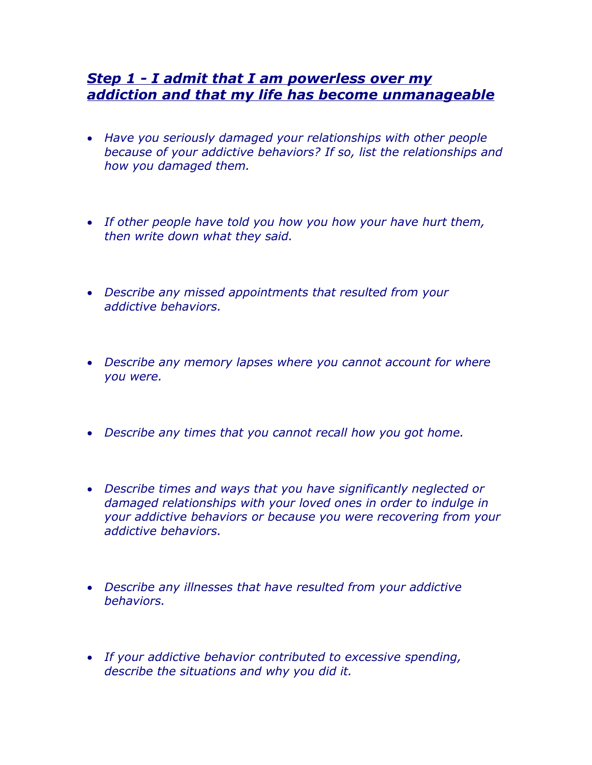## ***Step 1 - I admit that I am powerless over my addiction and that my life has become unmanageable***

- *Have you seriously damaged your relationships with other people because of your addictive behaviors? If so, list the relationships and how you damaged them.*

- *If other people have told you how you how your have hurt them, then write down what they said.*

- *Describe any missed appointments that resulted from your addictive behaviors.*

- *Describe any memory lapses where you cannot account for where you were.*

- *Describe any times that you cannot recall how you got home.*

- *Describe times and ways that you have significantly neglected or damaged relationships with your loved ones in order to indulge in your addictive behaviors or because you were recovering from your addictive behaviors.*

- *Describe any illnesses that have resulted from your addictive behaviors.*

- *If your addictive behavior contributed to excessive spending, describe the situations and why you did it.*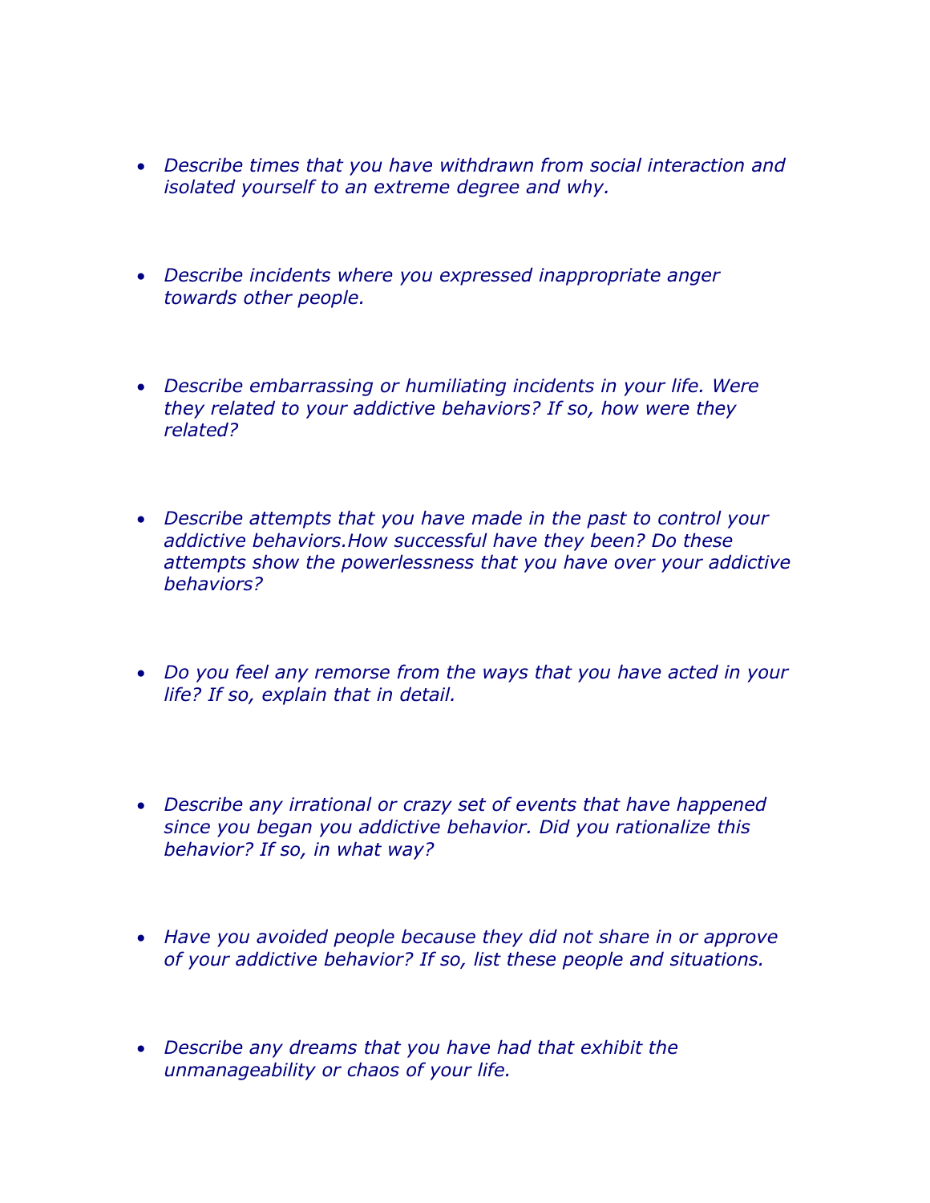- *Describe times that you have withdrawn from social interaction and isolated yourself to an extreme degree and why.*

- *Describe incidents where you expressed inappropriate anger towards other people.*

- *Describe embarrassing or humiliating incidents in your life. Were they related to your addictive behaviors? If so, how were they related?*

- *Describe attempts that you have made in the past to control your addictive behaviors.How successful have they been? Do these attempts show the powerlessness that you have over your addictive behaviors?*

- *Do you feel any remorse from the ways that you have acted in your life? If so, explain that in detail.*

- *Describe any irrational or crazy set of events that have happened since you began you addictive behavior. Did you rationalize this behavior? If so, in what way?*

- *Have you avoided people because they did not share in or approve of your addictive behavior? If so, list these people and situations.*

- *Describe any dreams that you have had that exhibit the unmanageability or chaos of your life.*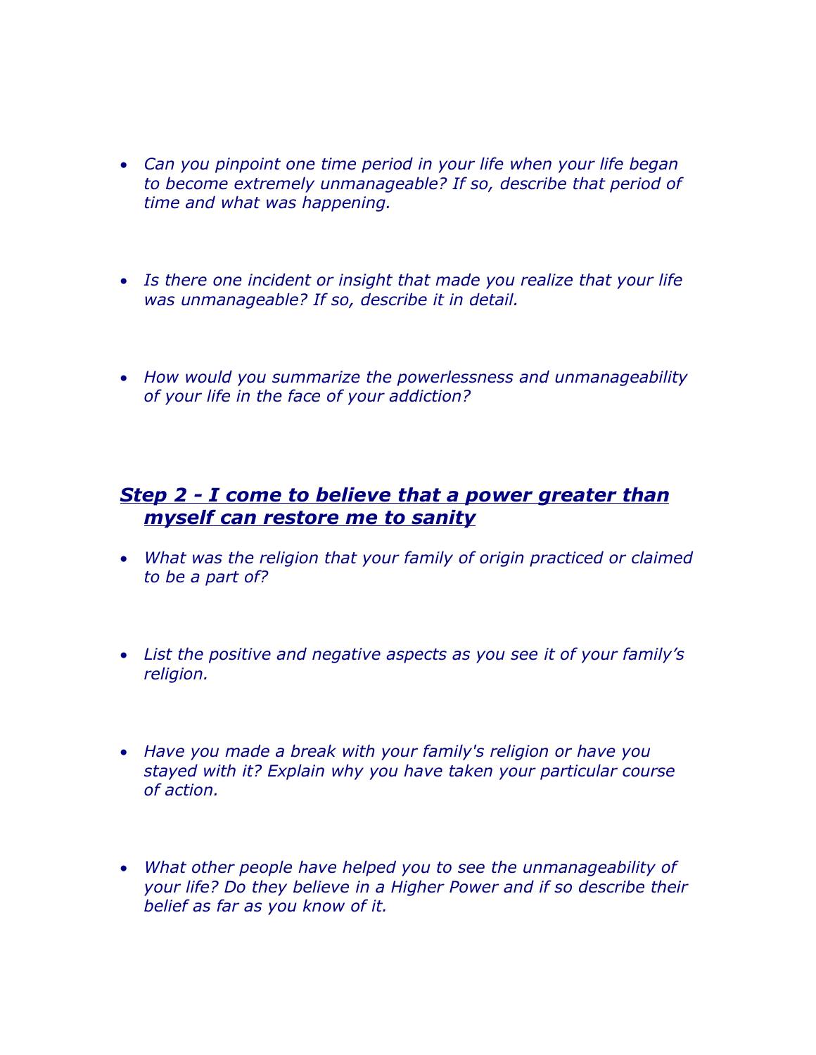- *Can you pinpoint one time period in your life when your life began to become extremely unmanageable? If so, describe that period of time and what was happening.*

- *Is there one incident or insight that made you realize that your life was unmanageable? If so, describe it in detail.*

- *How would you summarize the powerlessness and unmanageability of your life in the face of your addiction?*

## ***Step 2 - I come to believe that a power greater than myself can restore me to sanity***

- *What was the religion that your family of origin practiced or claimed to be a part of?*

- *List the positive and negative aspects as you see it of your family's religion.*

- *Have you made a break with your family's religion or have you stayed with it? Explain why you have taken your particular course of action.*

- *What other people have helped you to see the unmanageability of your life? Do they believe in a Higher Power and if so describe their belief as far as you know of it.*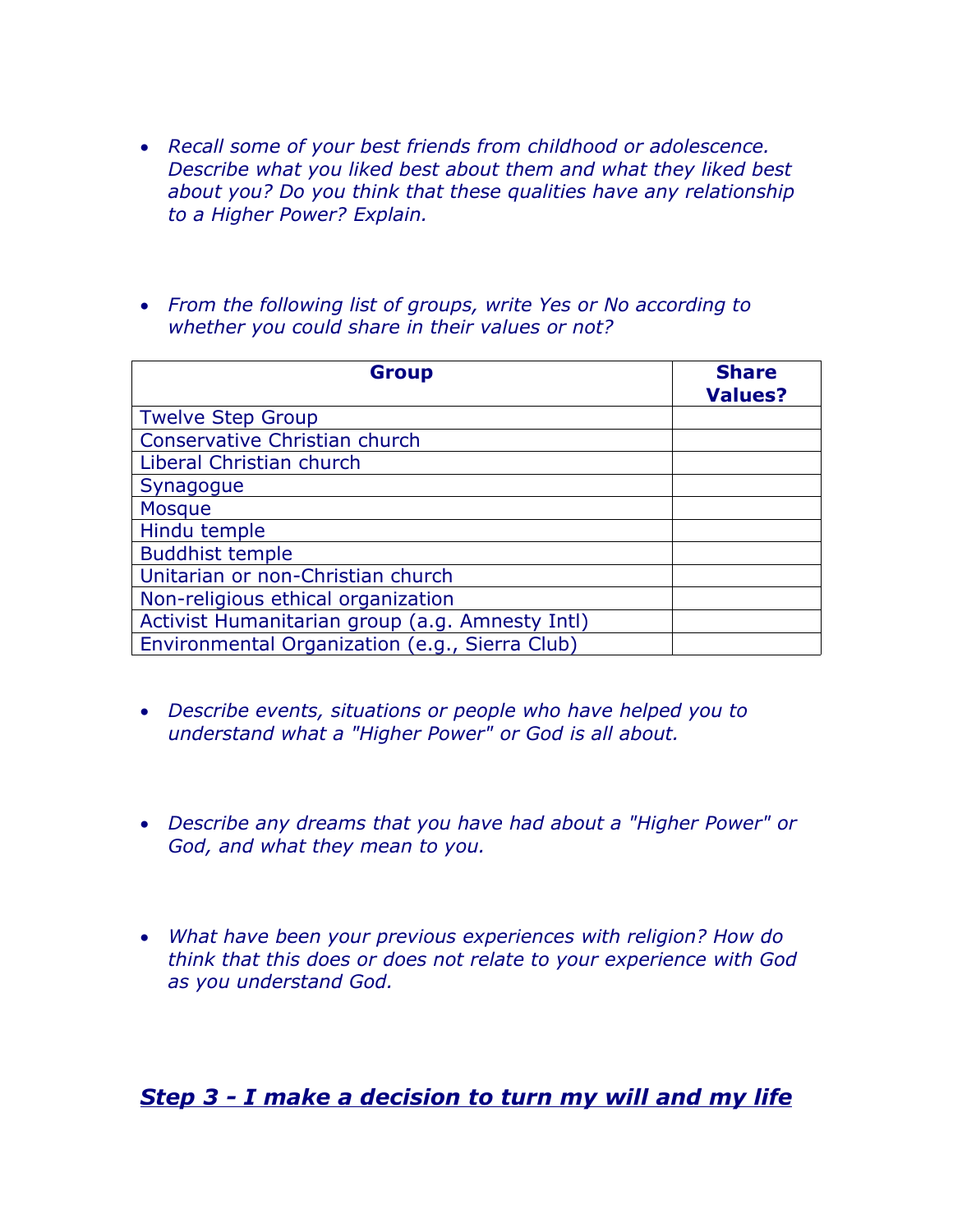- *Recall some of your best friends from childhood or adolescence. Describe what you liked best about them and what they liked best about you? Do you think that these qualities have any relationship to a Higher Power? Explain.*

- *From the following list of groups, write Yes or No according to whether you could share in their values or not?*

| Group | Share Values? |
|---|---|
| Twelve Step Group | |
| Conservative Christian church | |
| Liberal Christian church | |
| Synagogue | |
| Mosque | |
| Hindu temple | |
| Buddhist temple | |
| Unitarian or non-Christian church | |
| Non-religious ethical organization | |
| Activist Humanitarian group (a.g. Amnesty Intl) | |
| Environmental Organization (e.g., Sierra Club) | |

- *Describe events, situations or people who have helped you to understand what a "Higher Power" or God is all about.*

- *Describe any dreams that you have had about a "Higher Power" or God, and what they mean to you.*

- *What have been your previous experiences with religion? How do think that this does or does not relate to your experience with God as you understand God.*

## ***Step 3 - I make a decision to turn my will and my life***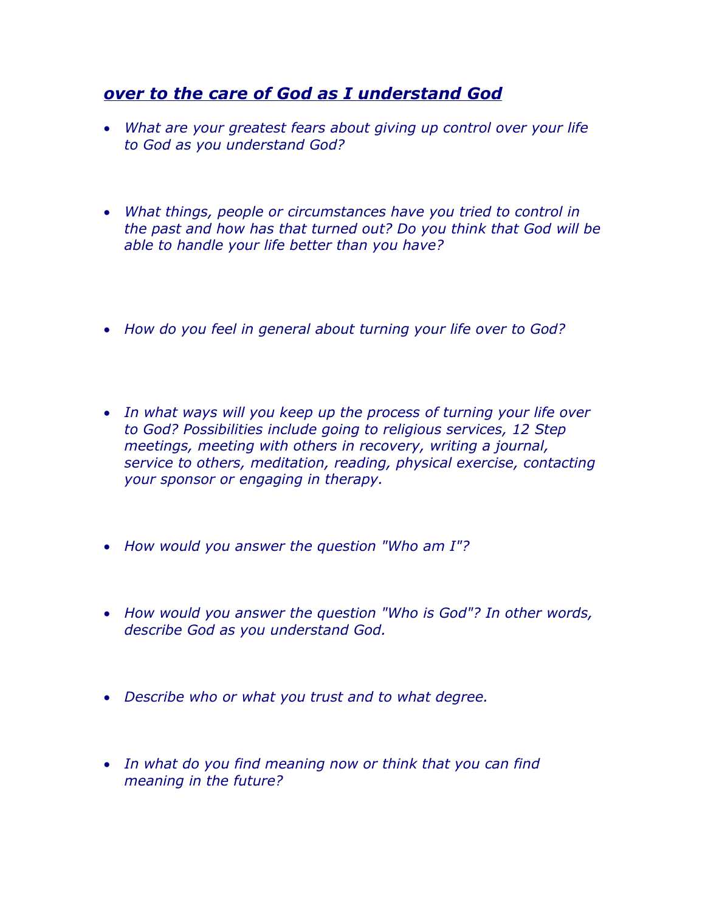## ***over to the care of God as I understand God***

- *What are your greatest fears about giving up control over your life to God as you understand God?*

- *What things, people or circumstances have you tried to control in the past and how has that turned out? Do you think that God will be able to handle your life better than you have?*

- *How do you feel in general about turning your life over to God?*

- *In what ways will you keep up the process of turning your life over to God? Possibilities include going to religious services, 12 Step meetings, meeting with others in recovery, writing a journal, service to others, meditation, reading, physical exercise, contacting your sponsor or engaging in therapy.*

- *How would you answer the question "Who am I"?*

- *How would you answer the question "Who is God"? In other words, describe God as you understand God.*

- *Describe who or what you trust and to what degree.*

- *In what do you find meaning now or think that you can find meaning in the future?*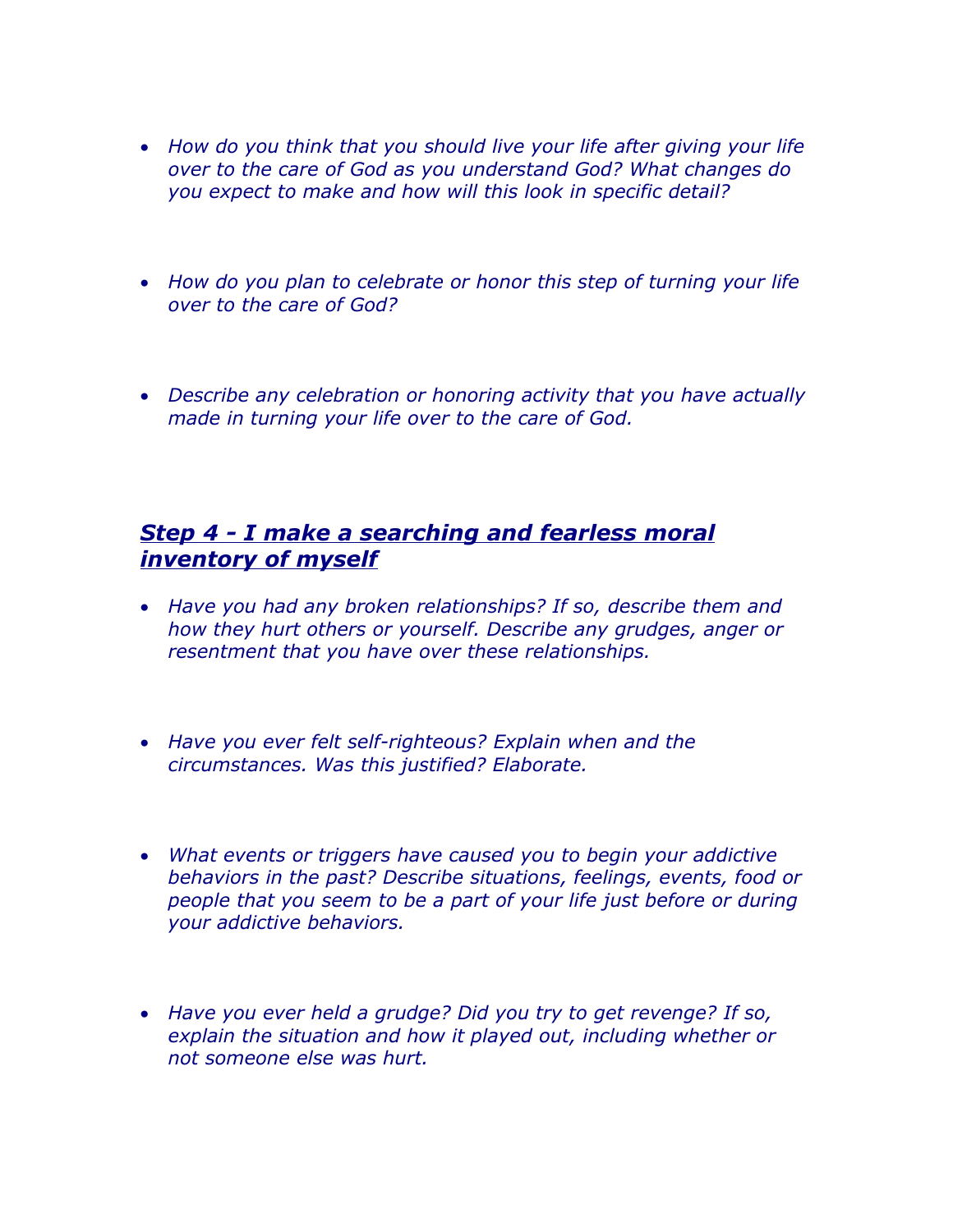- *How do you think that you should live your life after giving your life over to the care of God as you understand God? What changes do you expect to make and how will this look in specific detail?*

- *How do you plan to celebrate or honor this step of turning your life over to the care of God?*

- *Describe any celebration or honoring activity that you have actually made in turning your life over to the care of God.*

## *Step 4 - I make a searching and fearless moral inventory of myself*

- *Have you had any broken relationships? If so, describe them and how they hurt others or yourself. Describe any grudges, anger or resentment that you have over these relationships.*

- *Have you ever felt self-righteous? Explain when and the circumstances. Was this justified? Elaborate.*

- *What events or triggers have caused you to begin your addictive behaviors in the past? Describe situations, feelings, events, food or people that you seem to be a part of your life just before or during your addictive behaviors.*

- *Have you ever held a grudge? Did you try to get revenge? If so, explain the situation and how it played out, including whether or not someone else was hurt.*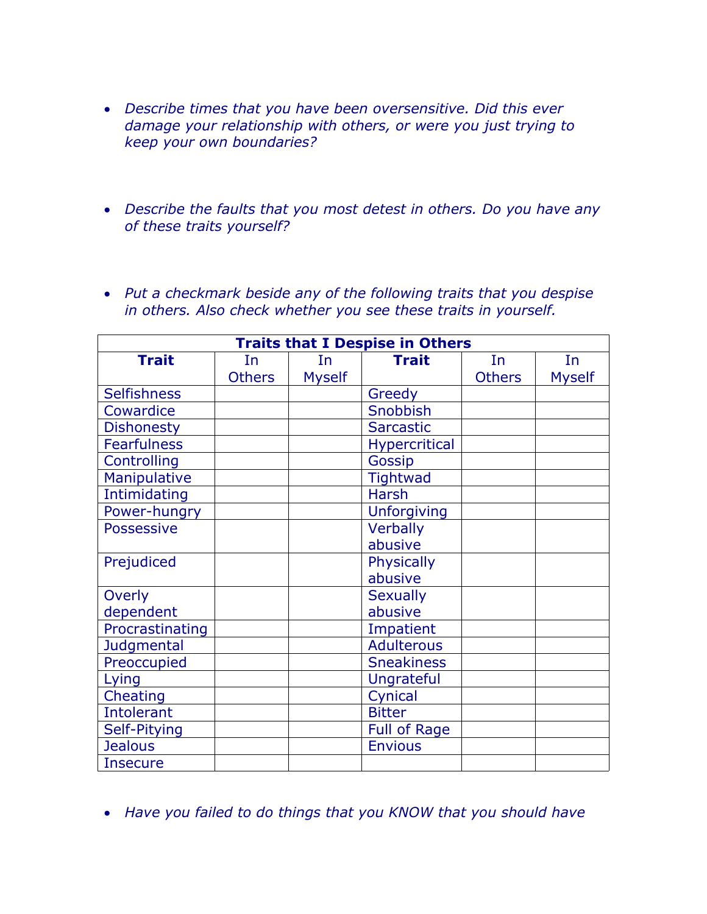- *Describe times that you have been oversensitive. Did this ever damage your relationship with others, or were you just trying to keep your own boundaries?*

- *Describe the faults that you most detest in others. Do you have any of these traits yourself?*

- *Put a checkmark beside any of the following traits that you despise in others. Also check whether you see these traits in yourself.*

| **Traits that I Despise in Others** | | | | | |
|---|---|---|---|---|---|
| **Trait** | In Others | In Myself | **Trait** | In Others | In Myself |
| Selfishness | | | Greedy | | |
| Cowardice | | | Snobbish | | |
| Dishonesty | | | Sarcastic | | |
| Fearfulness | | | Hypercritical | | |
| Controlling | | | Gossip | | |
| Manipulative | | | Tightwad | | |
| Intimidating | | | Harsh | | |
| Power-hungry | | | Unforgiving | | |
| Possessive | | | Verbally abusive | | |
| Prejudiced | | | Physically abusive | | |
| Overly dependent | | | Sexually abusive | | |
| Procrastinating | | | Impatient | | |
| Judgmental | | | Adulterous | | |
| Preoccupied | | | Sneakiness | | |
| Lying | | | Ungrateful | | |
| Cheating | | | Cynical | | |
| Intolerant | | | Bitter | | |
| Self-Pitying | | | Full of Rage | | |
| Jealous | | | Envious | | |
| Insecure | | | | | |

- *Have you failed to do things that you KNOW that you should have*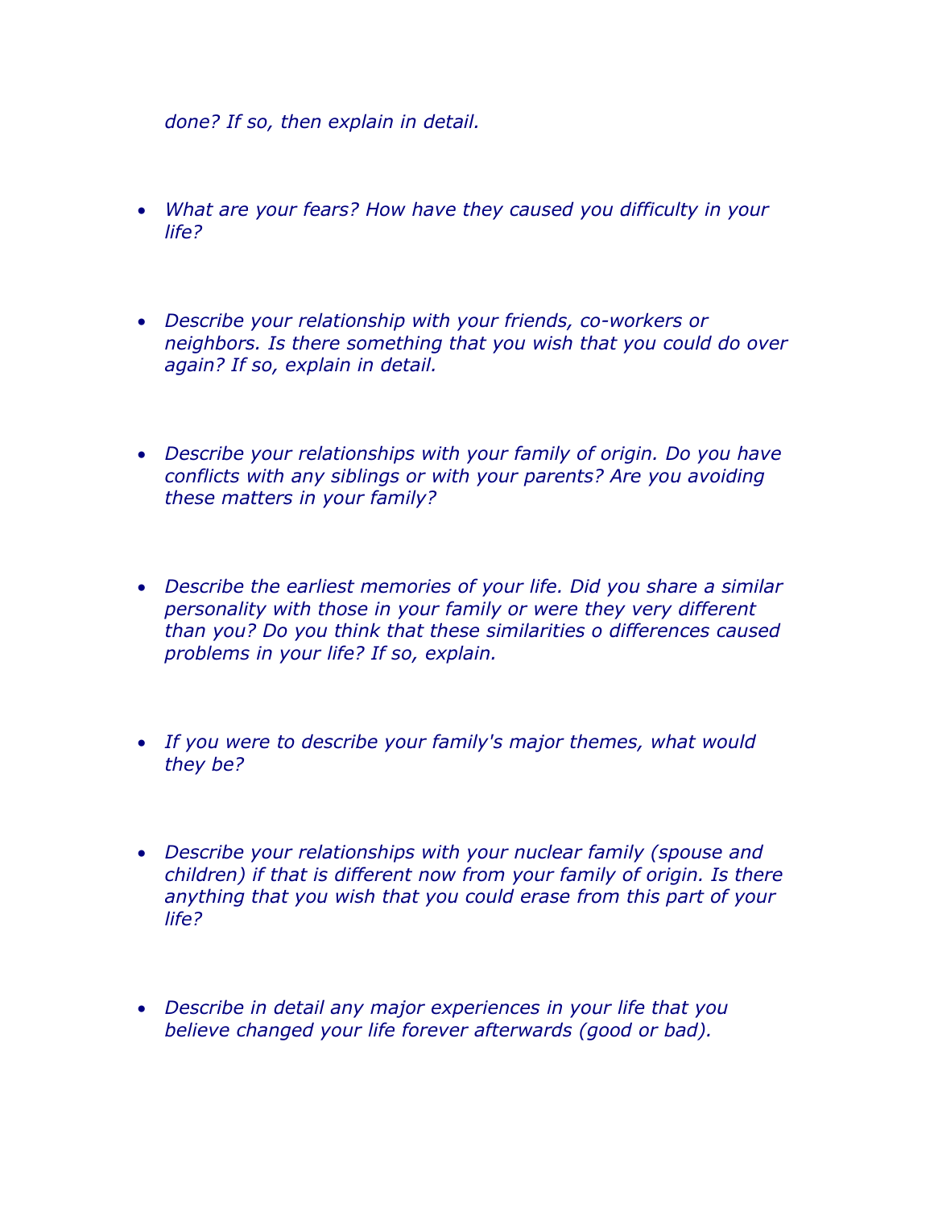*done? If so, then explain in detail.*

- *What are your fears? How have they caused you difficulty in your life?*

- *Describe your relationship with your friends, co-workers or neighbors. Is there something that you wish that you could do over again? If so, explain in detail.*

- *Describe your relationships with your family of origin. Do you have conflicts with any siblings or with your parents? Are you avoiding these matters in your family?*

- *Describe the earliest memories of your life. Did you share a similar personality with those in your family or were they very different than you? Do you think that these similarities o differences caused problems in your life? If so, explain.*

- *If you were to describe your family's major themes, what would they be?*

- *Describe your relationships with your nuclear family (spouse and children) if that is different now from your family of origin. Is there anything that you wish that you could erase from this part of your life?*

- *Describe in detail any major experiences in your life that you believe changed your life forever afterwards (good or bad).*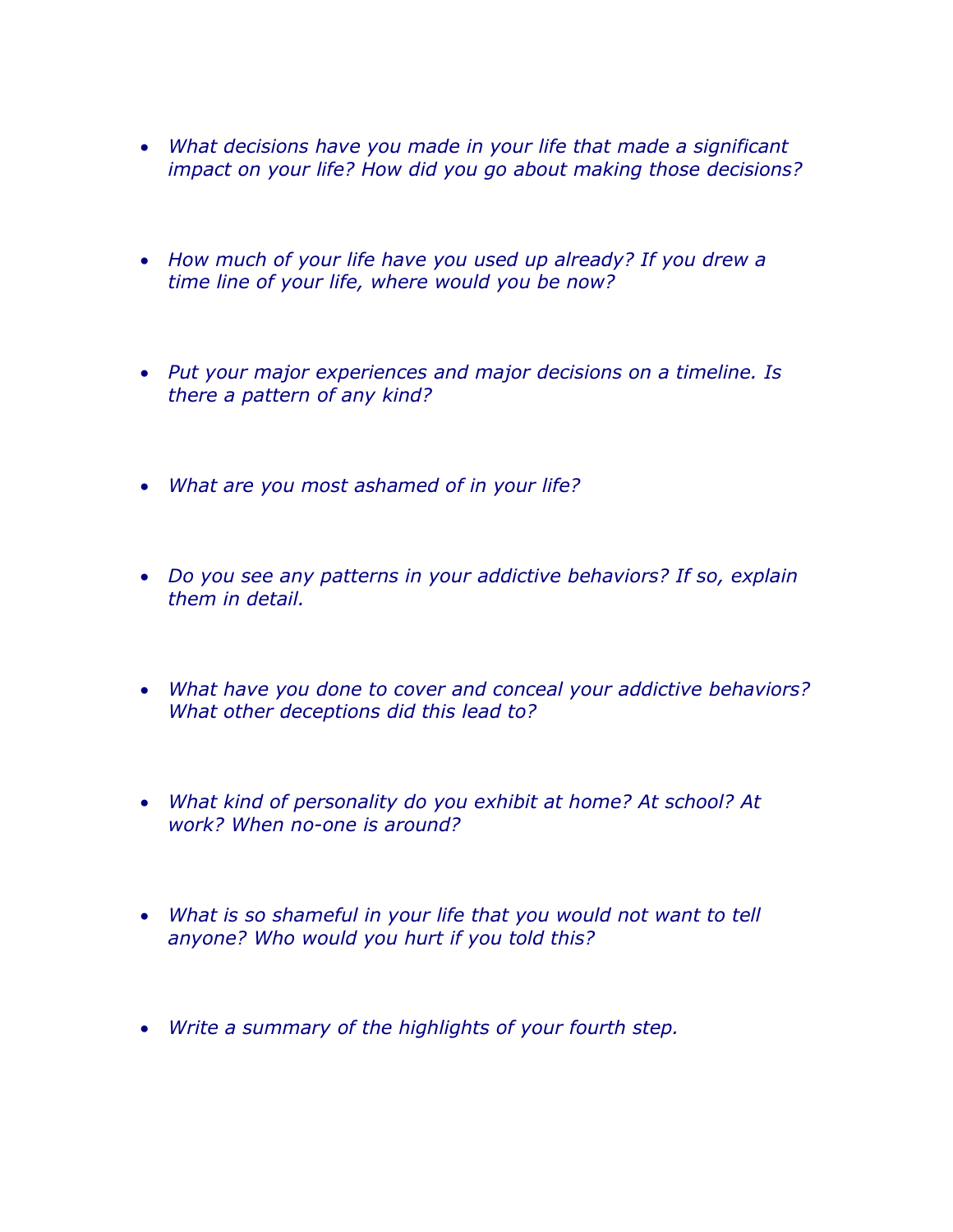- *What decisions have you made in your life that made a significant impact on your life? How did you go about making those decisions?*

- *How much of your life have you used up already? If you drew a time line of your life, where would you be now?*

- *Put your major experiences and major decisions on a timeline. Is there a pattern of any kind?*

- *What are you most ashamed of in your life?*

- *Do you see any patterns in your addictive behaviors? If so, explain them in detail.*

- *What have you done to cover and conceal your addictive behaviors? What other deceptions did this lead to?*

- *What kind of personality do you exhibit at home? At school? At work? When no-one is around?*

- *What is so shameful in your life that you would not want to tell anyone? Who would you hurt if you told this?*

- *Write a summary of the highlights of your fourth step.*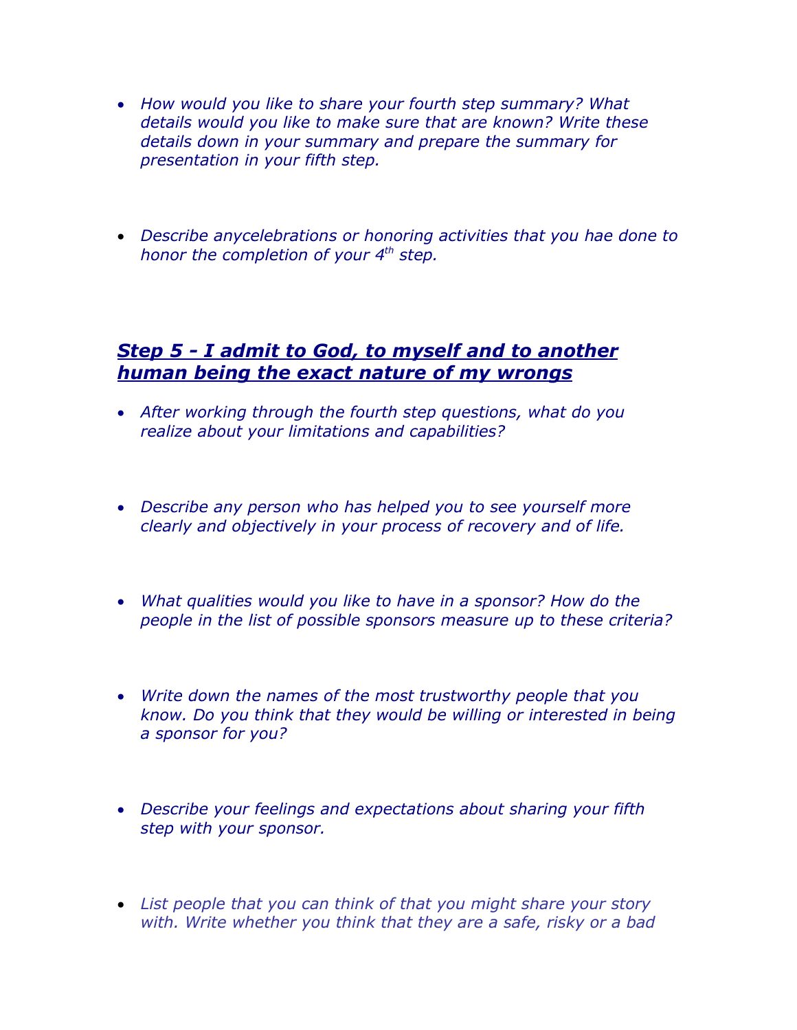- *How would you like to share your fourth step summary? What details would you like to make sure that are known? Write these details down in your summary and prepare the summary for presentation in your fifth step.*

- *Describe anycelebrations or honoring activities that you hae done to honor the completion of your 4th step.*

## ***Step 5 - I admit to God, to myself and to another human being the exact nature of my wrongs***

- *After working through the fourth step questions, what do you realize about your limitations and capabilities?*

- *Describe any person who has helped you to see yourself more clearly and objectively in your process of recovery and of life.*

- *What qualities would you like to have in a sponsor? How do the people in the list of possible sponsors measure up to these criteria?*

- *Write down the names of the most trustworthy people that you know. Do you think that they would be willing or interested in being a sponsor for you?*

- *Describe your feelings and expectations about sharing your fifth step with your sponsor.*

- *List people that you can think of that you might share your story with. Write whether you think that they are a safe, risky or a bad*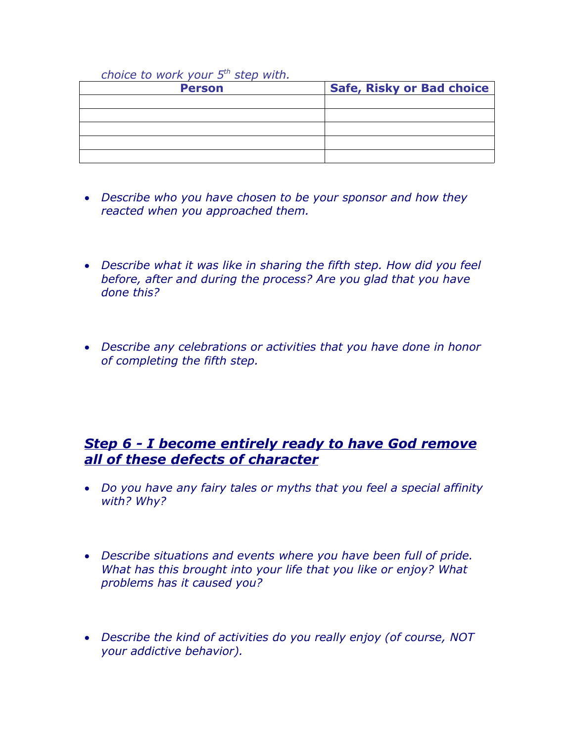*choice to work your 5th step with.*

| Person | Safe, Risky or Bad choice |
| --- | --- |
| | |
| | |
| | |
| | |
| | |

- *Describe who you have chosen to be your sponsor and how they reacted when you approached them.*

- *Describe what it was like in sharing the fifth step. How did you feel before, after and during the process? Are you glad that you have done this?*

- *Describe any celebrations or activities that you have done in honor of completing the fifth step.*

## ***Step 6 - I become entirely ready to have God remove all of these defects of character***

- *Do you have any fairy tales or myths that you feel a special affinity with? Why?*

- *Describe situations and events where you have been full of pride. What has this brought into your life that you like or enjoy? What problems has it caused you?*

- *Describe the kind of activities do you really enjoy (of course, NOT your addictive behavior).*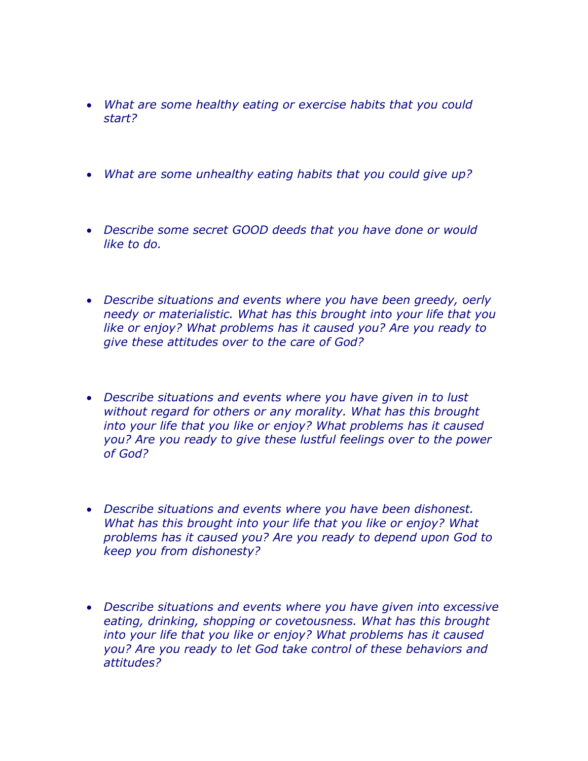- *What are some healthy eating or exercise habits that you could start?*

- *What are some unhealthy eating habits that you could give up?*

- *Describe some secret GOOD deeds that you have done or would like to do.*

- *Describe situations and events where you have been greedy, oerly needy or materialistic. What has this brought into your life that you like or enjoy? What problems has it caused you? Are you ready to give these attitudes over to the care of God?*

- *Describe situations and events where you have given in to lust without regard for others or any morality. What has this brought into your life that you like or enjoy? What problems has it caused you? Are you ready to give these lustful feelings over to the power of God?*

- *Describe situations and events where you have been dishonest. What has this brought into your life that you like or enjoy? What problems has it caused you? Are you ready to depend upon God to keep you from dishonesty?*

- *Describe situations and events where you have given into excessive eating, drinking, shopping or covetousness. What has this brought into your life that you like or enjoy? What problems has it caused you? Are you ready to let God take control of these behaviors and attitudes?*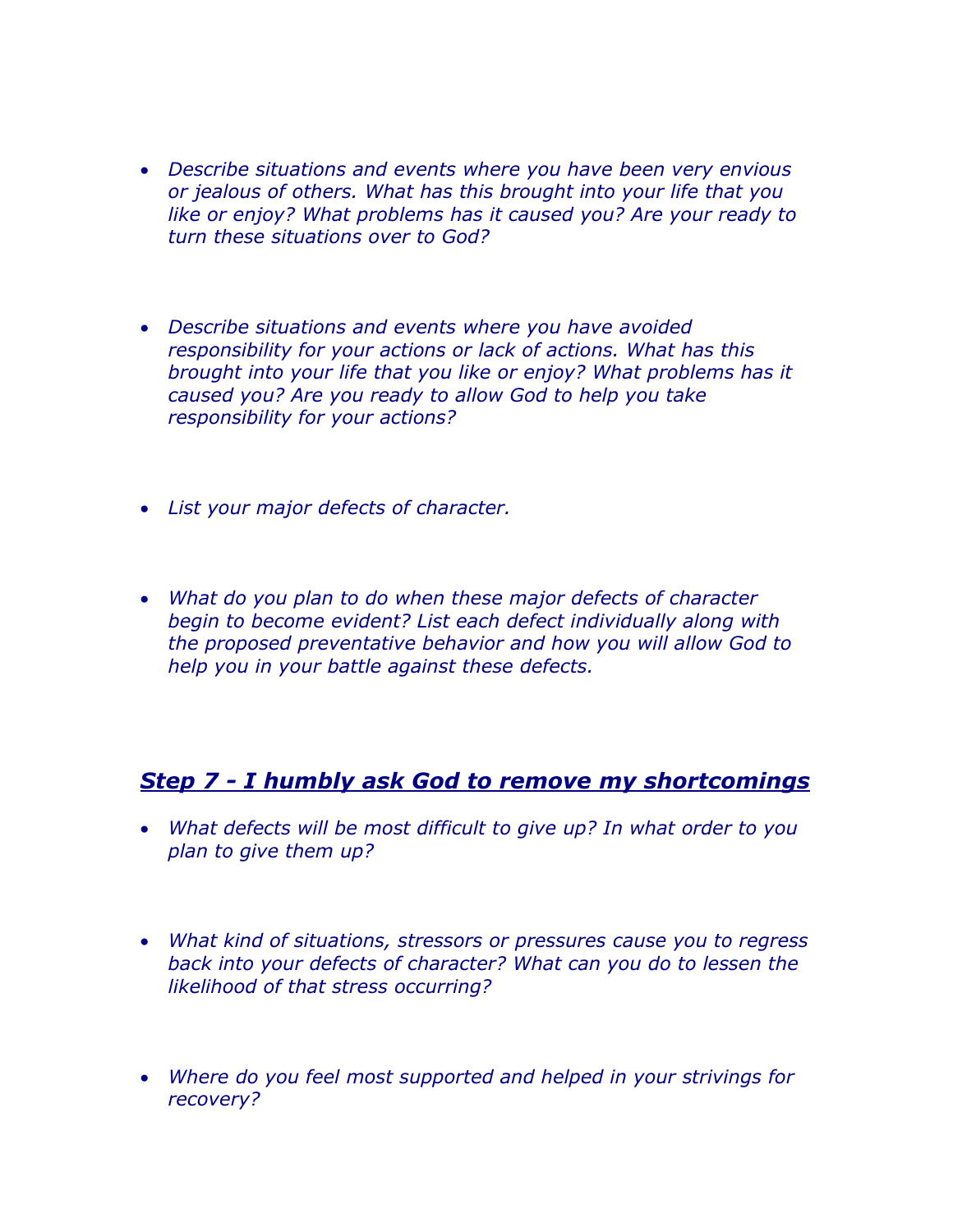- *Describe situations and events where you have been very envious or jealous of others. What has this brought into your life that you like or enjoy? What problems has it caused you? Are your ready to turn these situations over to God?*

- *Describe situations and events where you have avoided responsibility for your actions or lack of actions. What has this brought into your life that you like or enjoy? What problems has it caused you? Are you ready to allow God to help you take responsibility for your actions?*

- *List your major defects of character.*

- *What do you plan to do when these major defects of character begin to become evident? List each defect individually along with the proposed preventative behavior and how you will allow God to help you in your battle against these defects.*

## ***<u>Step 7 - I humbly ask God to remove my shortcomings</u>***

- *What defects will be most difficult to give up? In what order to you plan to give them up?*

- *What kind of situations, stressors or pressures cause you to regress back into your defects of character? What can you do to lessen the likelihood of that stress occurring?*

- *Where do you feel most supported and helped in your strivings for recovery?*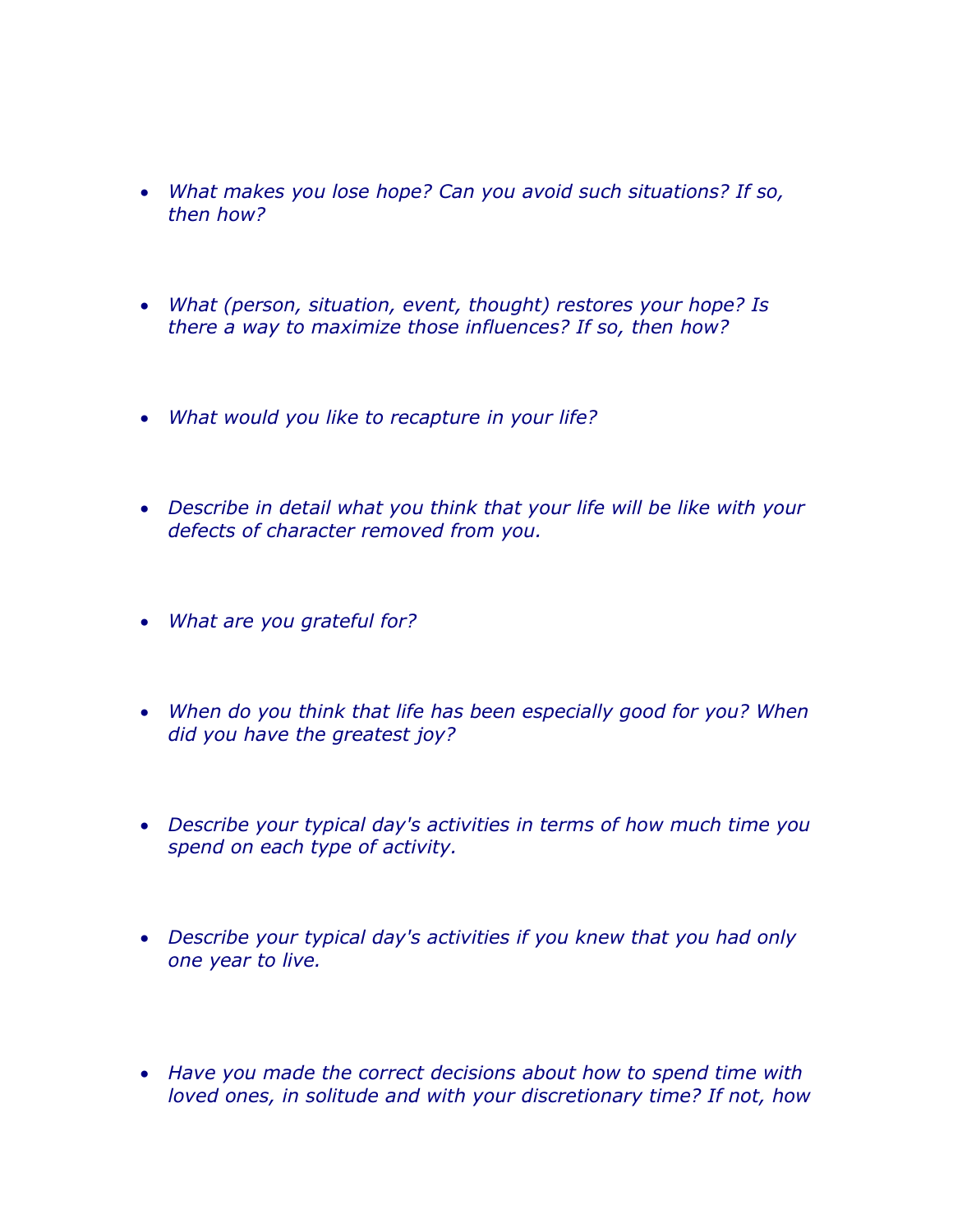- *What makes you lose hope? Can you avoid such situations? If so, then how?*

- *What (person, situation, event, thought) restores your hope? Is there a way to maximize those influences? If so, then how?*

- *What would you like to recapture in your life?*

- *Describe in detail what you think that your life will be like with your defects of character removed from you.*

- *What are you grateful for?*

- *When do you think that life has been especially good for you? When did you have the greatest joy?*

- *Describe your typical day's activities in terms of how much time you spend on each type of activity.*

- *Describe your typical day's activities if you knew that you had only one year to live.*

- *Have you made the correct decisions about how to spend time with loved ones, in solitude and with your discretionary time? If not, how*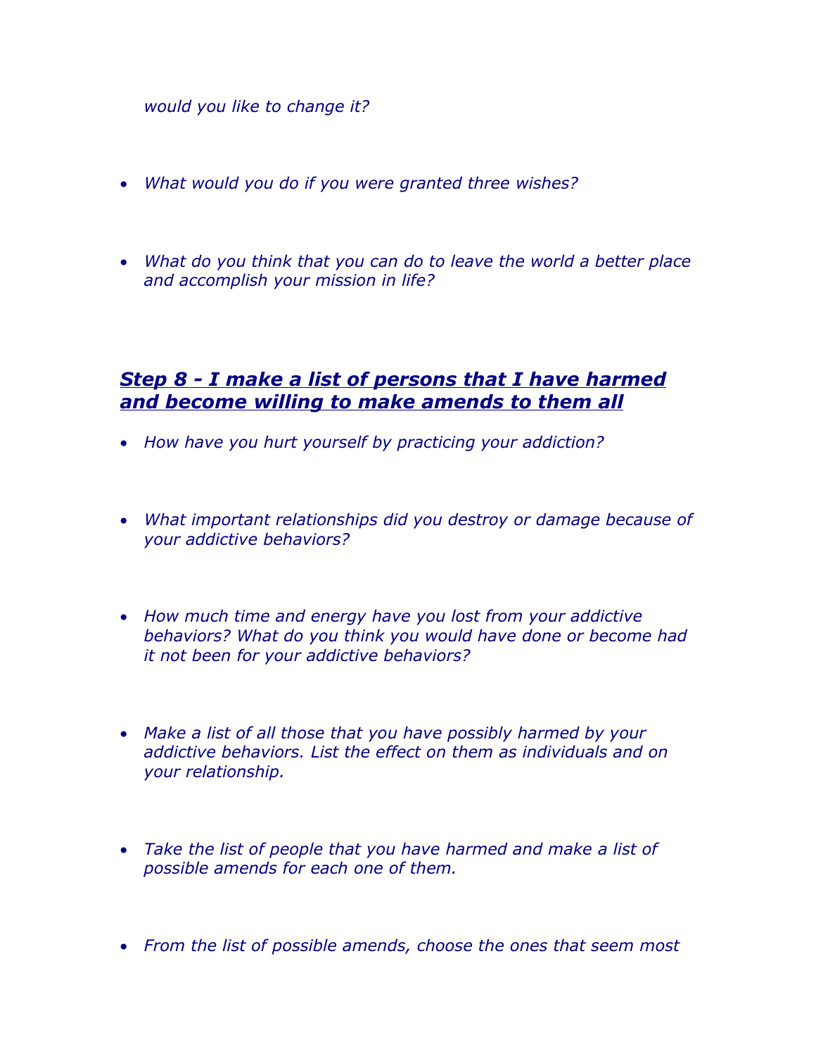*would you like to change it?*

- *What would you do if you were granted three wishes?*

- *What do you think that you can do to leave the world a better place and accomplish your mission in life?*

## ***Step 8 - I make a list of persons that I have harmed and become willing to make amends to them all***

- *How have you hurt yourself by practicing your addiction?*

- *What important relationships did you destroy or damage because of your addictive behaviors?*

- *How much time and energy have you lost from your addictive behaviors? What do you think you would have done or become had it not been for your addictive behaviors?*

- *Make a list of all those that you have possibly harmed by your addictive behaviors. List the effect on them as individuals and on your relationship.*

- *Take the list of people that you have harmed and make a list of possible amends for each one of them.*

- *From the list of possible amends, choose the ones that seem most*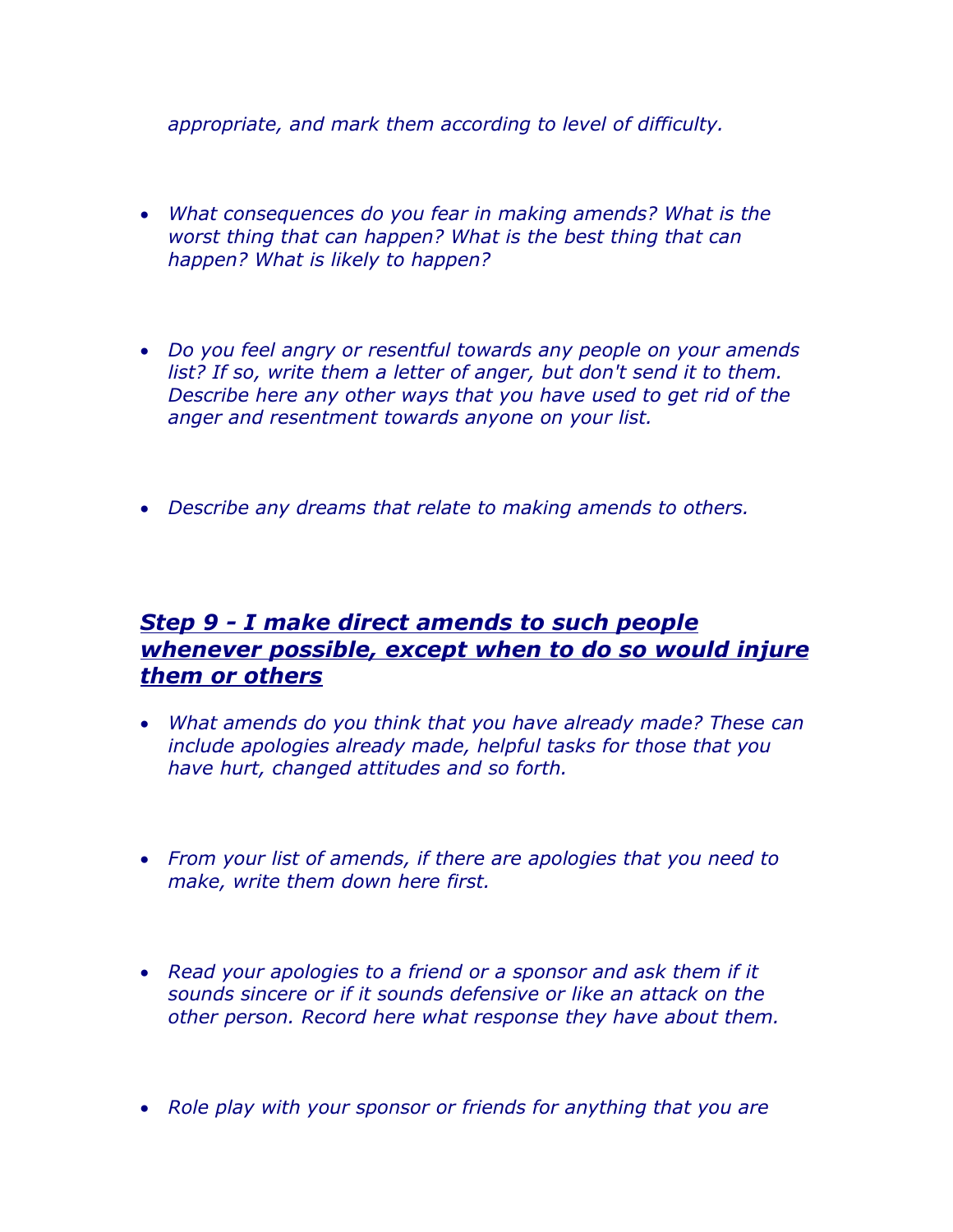*appropriate, and mark them according to level of difficulty.*

- *What consequences do you fear in making amends? What is the worst thing that can happen? What is the best thing that can happen? What is likely to happen?*

- *Do you feel angry or resentful towards any people on your amends list? If so, write them a letter of anger, but don't send it to them. Describe here any other ways that you have used to get rid of the anger and resentment towards anyone on your list.*

- *Describe any dreams that relate to making amends to others.*

## ***Step 9 - I make direct amends to such people whenever possible, except when to do so would injure them or others***

- *What amends do you think that you have already made? These can include apologies already made, helpful tasks for those that you have hurt, changed attitudes and so forth.*

- *From your list of amends, if there are apologies that you need to make, write them down here first.*

- *Read your apologies to a friend or a sponsor and ask them if it sounds sincere or if it sounds defensive or like an attack on the other person. Record here what response they have about them.*

- *Role play with your sponsor or friends for anything that you are*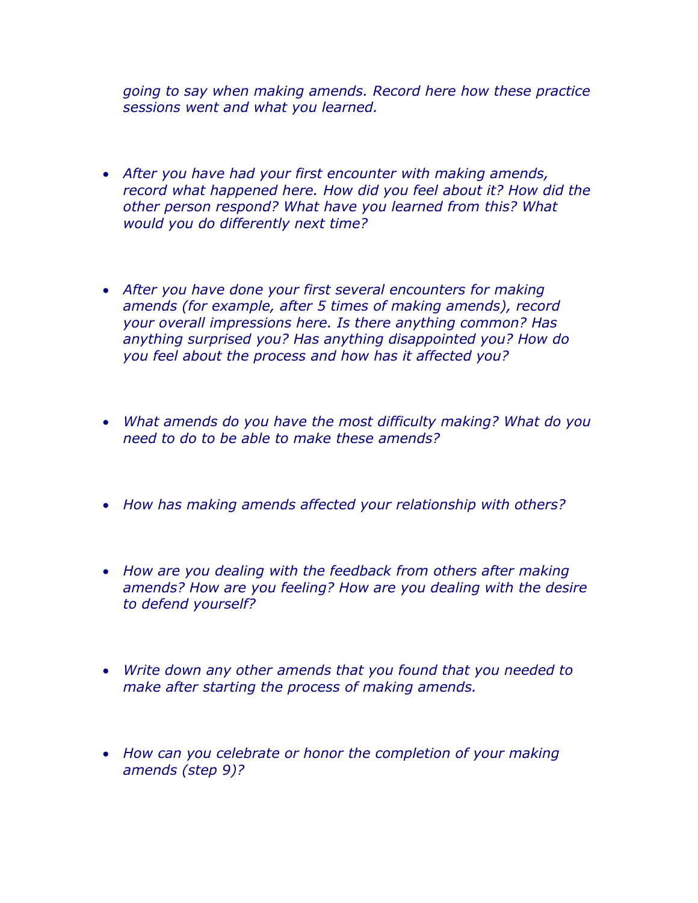*going to say when making amends. Record here how these practice sessions went and what you learned.*

- *After you have had your first encounter with making amends, record what happened here. How did you feel about it? How did the other person respond? What have you learned from this? What would you do differently next time?*

- *After you have done your first several encounters for making amends (for example, after 5 times of making amends), record your overall impressions here. Is there anything common? Has anything surprised you? Has anything disappointed you? How do you feel about the process and how has it affected you?*

- *What amends do you have the most difficulty making? What do you need to do to be able to make these amends?*

- *How has making amends affected your relationship with others?*

- *How are you dealing with the feedback from others after making amends? How are you feeling? How are you dealing with the desire to defend yourself?*

- *Write down any other amends that you found that you needed to make after starting the process of making amends.*

- *How can you celebrate or honor the completion of your making amends (step 9)?*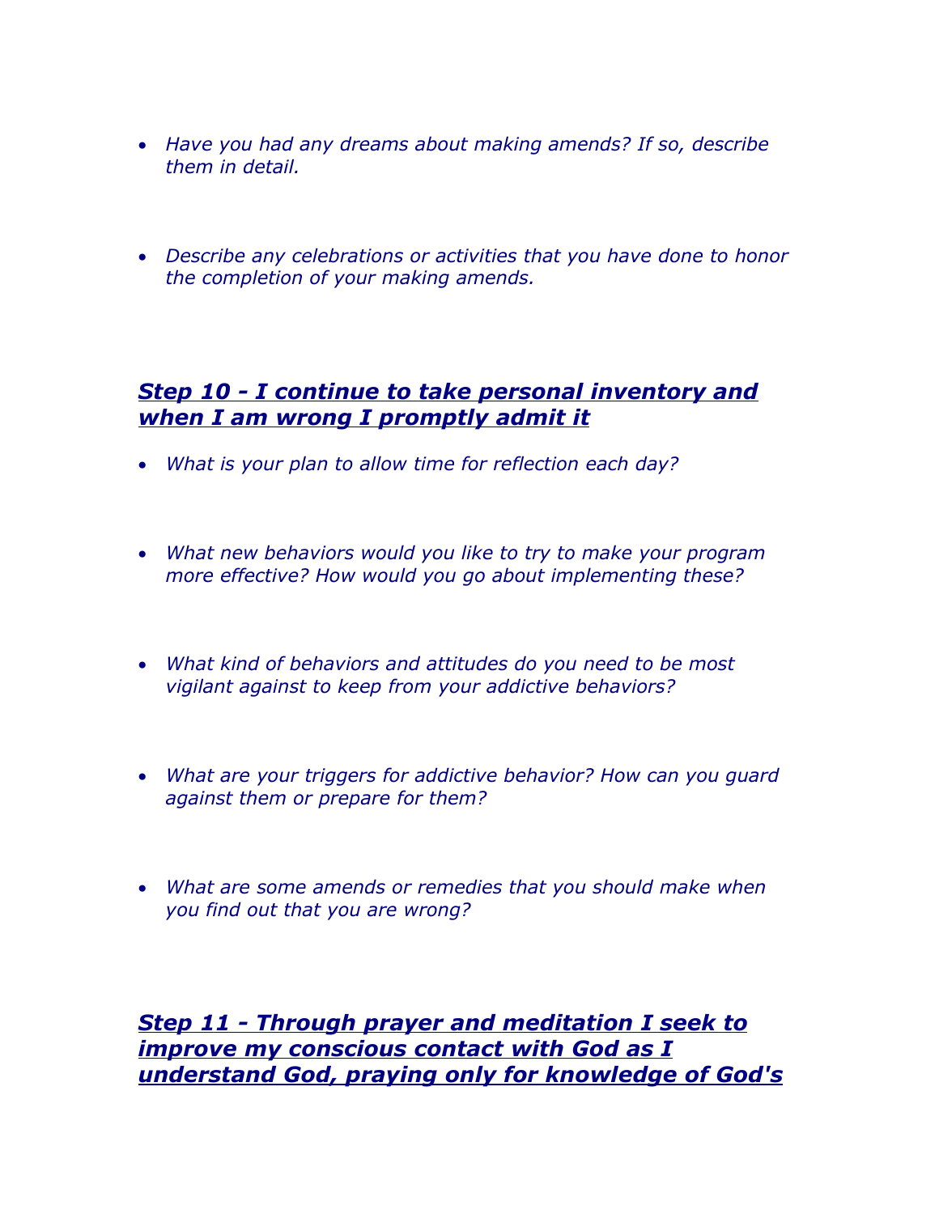- *Have you had any dreams about making amends? If so, describe them in detail.*

- *Describe any celebrations or activities that you have done to honor the completion of your making amends.*

## ***Step 10 - I continue to take personal inventory and when I am wrong I promptly admit it***

- *What is your plan to allow time for reflection each day?*

- *What new behaviors would you like to try to make your program more effective? How would you go about implementing these?*

- *What kind of behaviors and attitudes do you need to be most vigilant against to keep from your addictive behaviors?*

- *What are your triggers for addictive behavior? How can you guard against them or prepare for them?*

- *What are some amends or remedies that you should make when you find out that you are wrong?*

## ***Step 11 - Through prayer and meditation I seek to improve my conscious contact with God as I understand God, praying only for knowledge of God's***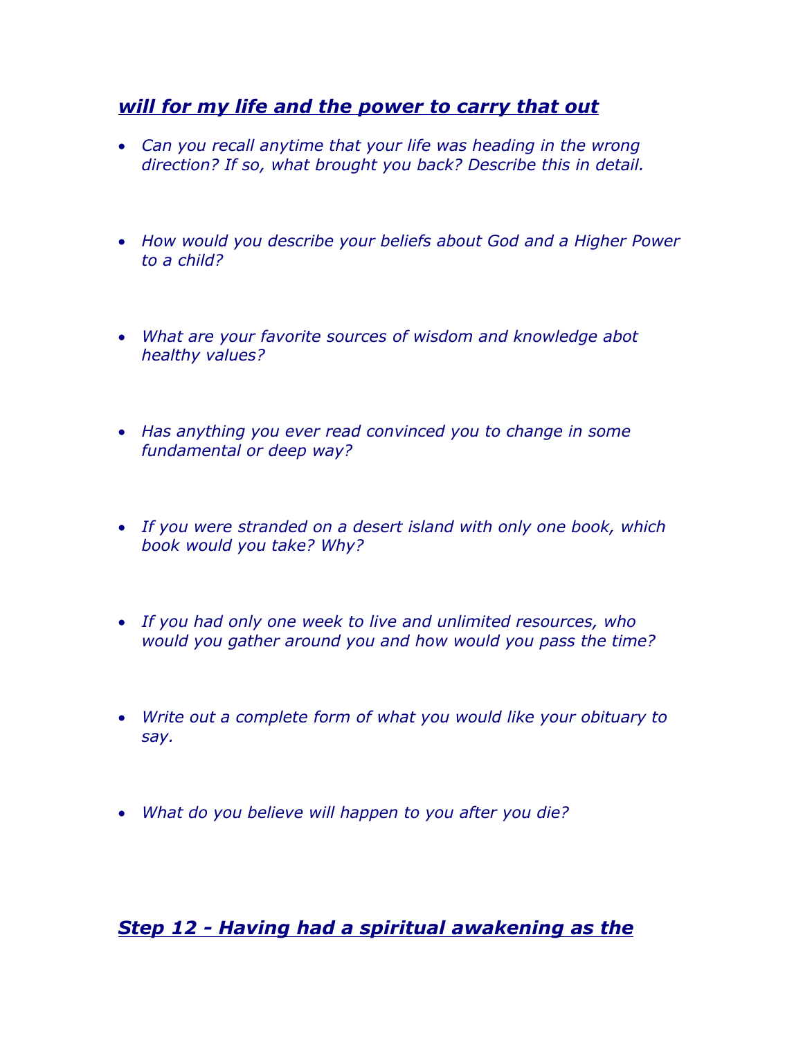## ***will for my life and the power to carry that out***

- *Can you recall anytime that your life was heading in the wrong direction? If so, what brought you back? Describe this in detail.*
- *How would you describe your beliefs about God and a Higher Power to a child?*
- *What are your favorite sources of wisdom and knowledge abot healthy values?*
- *Has anything you ever read convinced you to change in some fundamental or deep way?*
- *If you were stranded on a desert island with only one book, which book would you take? Why?*
- *If you had only one week to live and unlimited resources, who would you gather around you and how would you pass the time?*
- *Write out a complete form of what you would like your obituary to say.*
- *What do you believe will happen to you after you die?*

## ***Step 12 - Having had a spiritual awakening as the***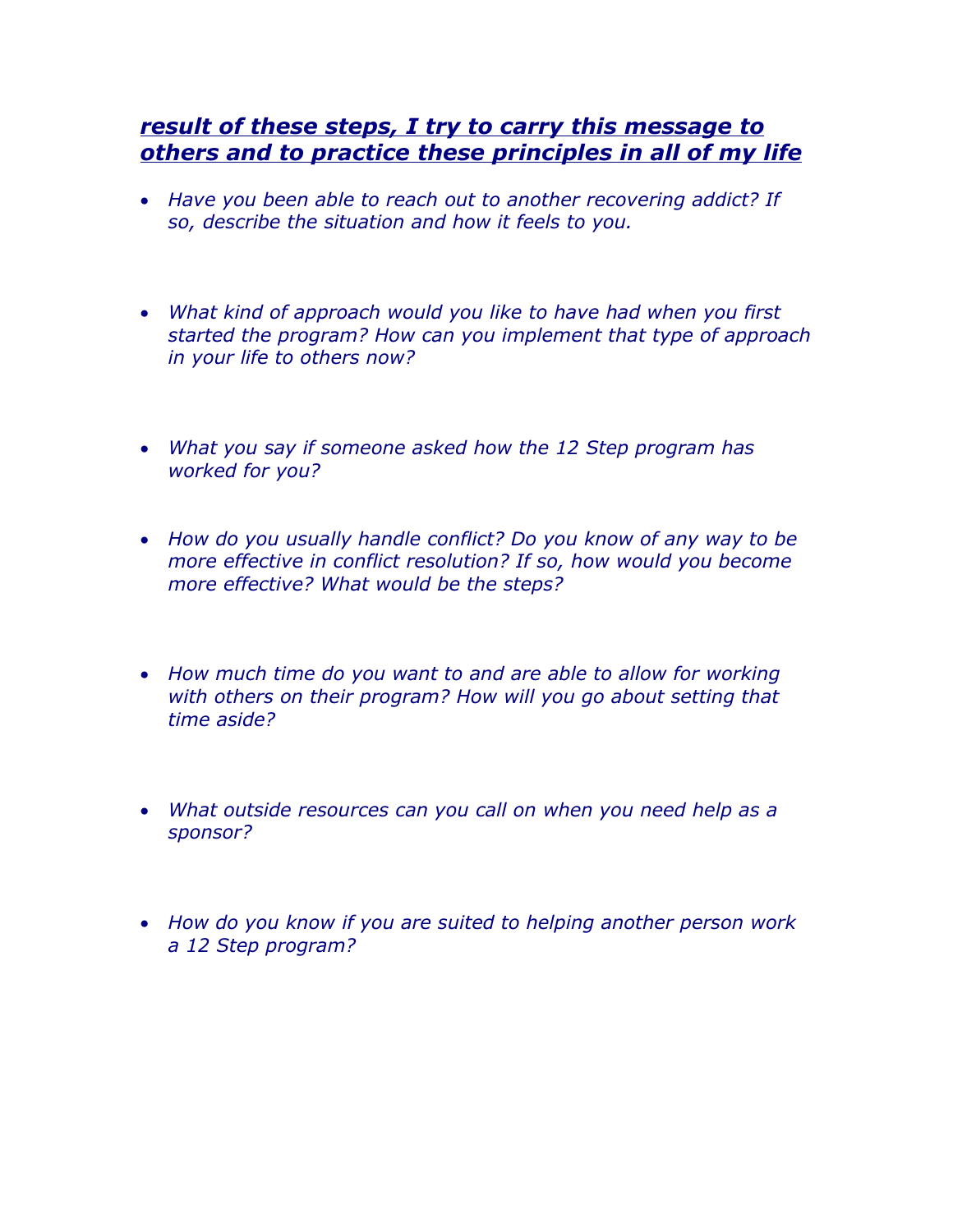***result of these steps, I try to carry this message to others and to practice these principles in all of my life***

- *Have you been able to reach out to another recovering addict? If so, describe the situation and how it feels to you.*

- *What kind of approach would you like to have had when you first started the program? How can you implement that type of approach in your life to others now?*

- *What you say if someone asked how the 12 Step program has worked for you?*

- *How do you usually handle conflict? Do you know of any way to be more effective in conflict resolution? If so, how would you become more effective? What would be the steps?*

- *How much time do you want to and are able to allow for working with others on their program? How will you go about setting that time aside?*

- *What outside resources can you call on when you need help as a sponsor?*

- *How do you know if you are suited to helping another person work a 12 Step program?*